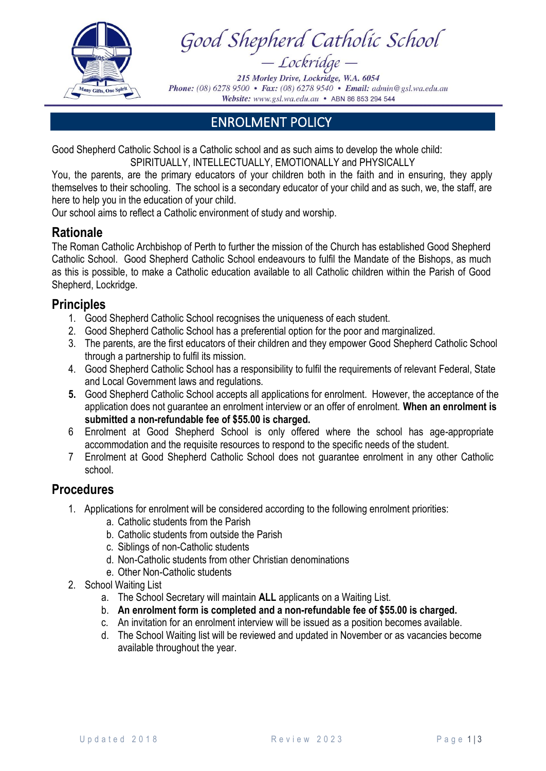# Good Shepherd Catholic School

— Lockridge —

215 Morley Drive, Lockridge, W.A. 6054

**Phone:** (08) 6278 9500 • **Fax:** (08) 6278 9540 • **Email:** admin@gsl.wa.edu.au

**Website:** www.gsl.wa.edu.au • ABN 86 853 294 544

## ENROLMENT POLICY

Good Shepherd Catholic School is a Catholic school and as such aims to develop the whole child:

SPIRITUALLY, INTELLECTUALLY, EMOTIONALLY and PHYSICALLY

You, the parents, are the primary educators of your children both in the faith and in ensuring, they apply themselves to their schooling. The school is a secondary educator of your child and as such, we, the staff, are here to help you in the education of your child.

Our school aims to reflect a Catholic environment of study and worship.

## Rationale

The Roman Catholic Archbishop of Perth to further the mission of the Church has established Good Shepherd Catholic School. Good Shepherd Catholic School endeavours to fulfil the Mandate of the Bishops, as much as this is possible, to make a Catholic education available to all Catholic children within the Parish of Good Shepherd, Lockridge.

## Principles

1. Good Shepherd Catholic School recognises the uniqueness of each student.
2. Good Shepherd Catholic School has a preferential option for the poor and marginalized.
3. The parents, are the first educators of their children and they empower Good Shepherd Catholic School through a partnership to fulfil its mission.
4. Good Shepherd Catholic School has a responsibility to fulfil the requirements of relevant Federal, State and Local Government laws and regulations.
5. Good Shepherd Catholic School accepts all applications for enrolment. However, the acceptance of the application does not guarantee an enrolment interview or an offer of enrolment. **When an enrolment is submitted a non-refundable fee of $55.00 is charged.**
6. Enrolment at Good Shepherd School is only offered where the school has age-appropriate accommodation and the requisite resources to respond to the specific needs of the student.
7. Enrolment at Good Shepherd Catholic School does not guarantee enrolment in any other Catholic school.

## Procedures

1. Applications for enrolment will be considered according to the following enrolment priorities:
   a. Catholic students from the Parish
   b. Catholic students from outside the Parish
   c. Siblings of non-Catholic students
   d. Non-Catholic students from other Christian denominations
   e. Other Non-Catholic students
2. School Waiting List
   a. The School Secretary will maintain **ALL** applicants on a Waiting List.
   b. **An enrolment form is completed and a non-refundable fee of $55.00 is charged.**
   c. An invitation for an enrolment interview will be issued as a position becomes available.
   d. The School Waiting list will be reviewed and updated in November or as vacancies become available throughout the year.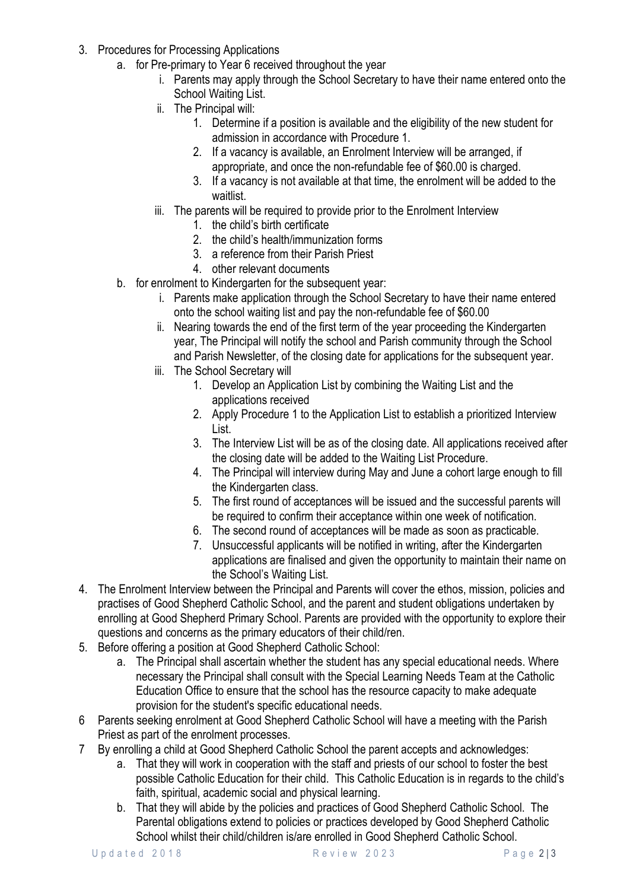3. Procedures for Processing Applications
    a. for Pre-primary to Year 6 received throughout the year
        i. Parents may apply through the School Secretary to have their name entered onto the School Waiting List.
        ii. The Principal will:
            1. Determine if a position is available and the eligibility of the new student for admission in accordance with Procedure 1.
            2. If a vacancy is available, an Enrolment Interview will be arranged, if appropriate, and once the non-refundable fee of $60.00 is charged.
            3. If a vacancy is not available at that time, the enrolment will be added to the waitlist.
        iii. The parents will be required to provide prior to the Enrolment Interview
            1. the child's birth certificate
            2. the child's health/immunization forms
            3. a reference from their Parish Priest
            4. other relevant documents
    b. for enrolment to Kindergarten for the subsequent year:
        i. Parents make application through the School Secretary to have their name entered onto the school waiting list and pay the non-refundable fee of $60.00
        ii. Nearing towards the end of the first term of the year proceeding the Kindergarten year, The Principal will notify the school and Parish community through the School and Parish Newsletter, of the closing date for applications for the subsequent year.
        iii. The School Secretary will
            1. Develop an Application List by combining the Waiting List and the applications received
            2. Apply Procedure 1 to the Application List to establish a prioritized Interview List.
            3. The Interview List will be as of the closing date. All applications received after the closing date will be added to the Waiting List Procedure.
            4. The Principal will interview during May and June a cohort large enough to fill the Kindergarten class.
            5. The first round of acceptances will be issued and the successful parents will be required to confirm their acceptance within one week of notification.
            6. The second round of acceptances will be made as soon as practicable.
            7. Unsuccessful applicants will be notified in writing, after the Kindergarten applications are finalised and given the opportunity to maintain their name on the School's Waiting List.
4. The Enrolment Interview between the Principal and Parents will cover the ethos, mission, policies and practises of Good Shepherd Catholic School, and the parent and student obligations undertaken by enrolling at Good Shepherd Primary School. Parents are provided with the opportunity to explore their questions and concerns as the primary educators of their child/ren.
5. Before offering a position at Good Shepherd Catholic School:
    a. The Principal shall ascertain whether the student has any special educational needs. Where necessary the Principal shall consult with the Special Learning Needs Team at the Catholic Education Office to ensure that the school has the resource capacity to make adequate provision for the student's specific educational needs.
6. Parents seeking enrolment at Good Shepherd Catholic School will have a meeting with the Parish Priest as part of the enrolment processes.
7. By enrolling a child at Good Shepherd Catholic School the parent accepts and acknowledges:
    a. That they will work in cooperation with the staff and priests of our school to foster the best possible Catholic Education for their child. This Catholic Education is in regards to the child's faith, spiritual, academic social and physical learning.
    b. That they will abide by the policies and practices of Good Shepherd Catholic School. The Parental obligations extend to policies or practices developed by Good Shepherd Catholic School whilst their child/children is/are enrolled in Good Shepherd Catholic School.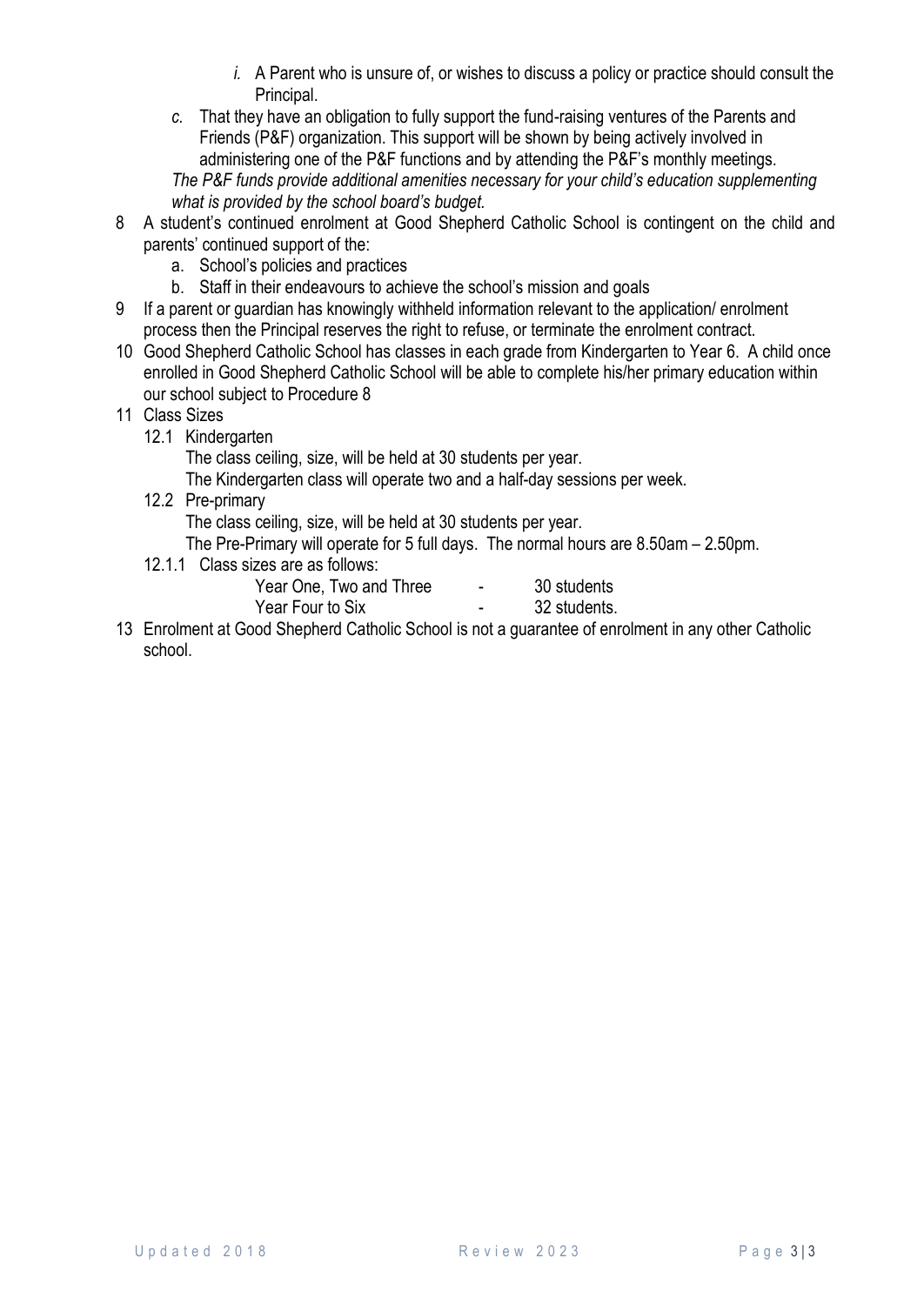- *i.* A Parent who is unsure of, or wishes to discuss a policy or practice should consult the Principal.

   *c.* That they have an obligation to fully support the fund-raising ventures of the Parents and Friends (P&F) organization. This support will be shown by being actively involved in administering one of the P&F functions and by attending the P&F's monthly meetings.

   *The P&F funds provide additional amenities necessary for your child's education supplementing what is provided by the school board's budget.*

8 A student's continued enrolment at Good Shepherd Catholic School is contingent on the child and parents' continued support of the:
   a. School's policies and practices
   b. Staff in their endeavours to achieve the school's mission and goals

9 If a parent or guardian has knowingly withheld information relevant to the application/ enrolment process then the Principal reserves the right to refuse, or terminate the enrolment contract.

10 Good Shepherd Catholic School has classes in each grade from Kindergarten to Year 6. A child once enrolled in Good Shepherd Catholic School will be able to complete his/her primary education within our school subject to Procedure 8

11 Class Sizes

   12.1 Kindergarten

   The class ceiling, size, will be held at 30 students per year.

   The Kindergarten class will operate two and a half-day sessions per week.

   12.2 Pre-primary

   The class ceiling, size, will be held at 30 students per year.

   The Pre-Primary will operate for 5 full days. The normal hours are 8.50am – 2.50pm.

   12.1.1 Class sizes are as follows:

   | | | |
   |---|---|---|
   | Year One, Two and Three | - | 30 students |
   | Year Four to Six | - | 32 students. |

13 Enrolment at Good Shepherd Catholic School is not a guarantee of enrolment in any other Catholic school.